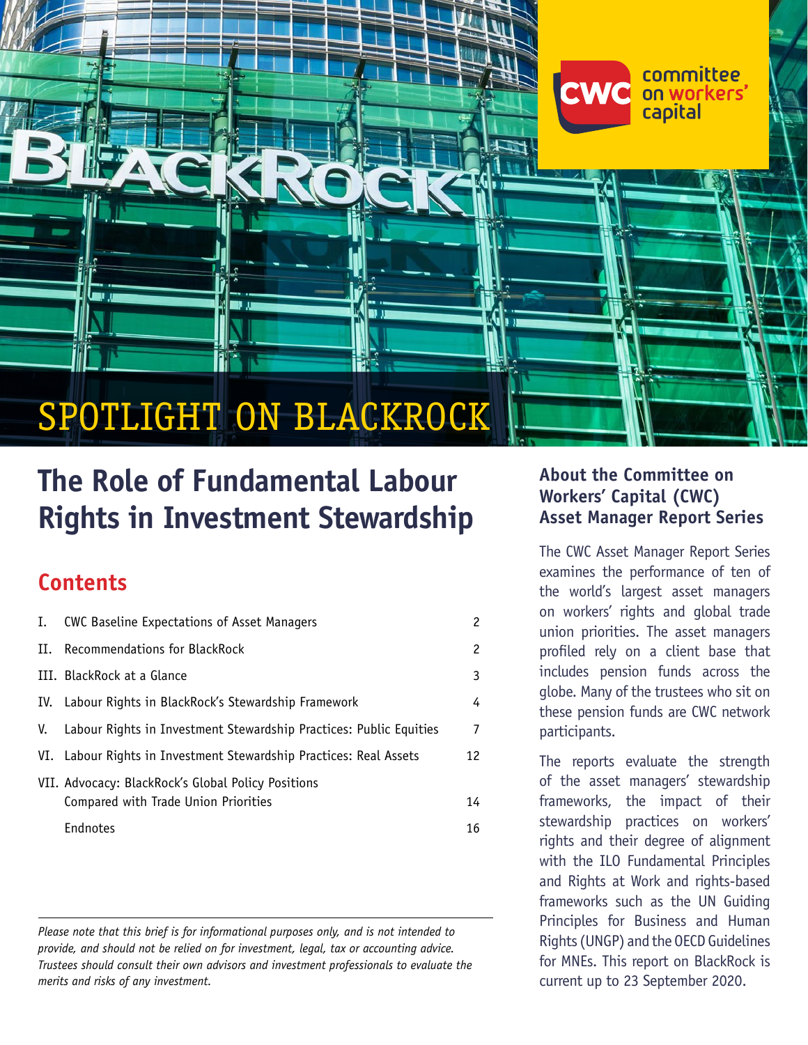committee on workers' capital

# SPOTLIGHT ON BLACKROCK

## The Role of Fundamental Labour Rights in Investment Stewardship

### Contents

| | | |
|---|---|---|
| I. | CWC Baseline Expectations of Asset Managers | 2 |
| II. | Recommendations for BlackRock | 2 |
| III. | BlackRock at a Glance | 3 |
| IV. | Labour Rights in BlackRock's Stewardship Framework | 4 |
| V. | Labour Rights in Investment Stewardship Practices: Public Equities | 7 |
| VI. | Labour Rights in Investment Stewardship Practices: Real Assets | 12 |
| VII. | Advocacy: BlackRock's Global Policy Positions Compared with Trade Union Priorities | 14 |
| | Endnotes | 16 |

*Please note that this brief is for informational purposes only, and is not intended to provide, and should not be relied on for investment, legal, tax or accounting advice. Trustees should consult their own advisors and investment professionals to evaluate the merits and risks of any investment.*

### About the Committee on Workers' Capital (CWC) Asset Manager Report Series

The CWC Asset Manager Report Series examines the performance of ten of the world's largest asset managers on workers' rights and global trade union priorities. The asset managers profiled rely on a client base that includes pension funds across the globe. Many of the trustees who sit on these pension funds are CWC network participants.

The reports evaluate the strength of the asset managers' stewardship frameworks, the impact of their stewardship practices on workers' rights and their degree of alignment with the ILO Fundamental Principles and Rights at Work and rights-based frameworks such as the UN Guiding Principles for Business and Human Rights (UNGP) and the OECD Guidelines for MNEs. This report on BlackRock is current up to 23 September 2020.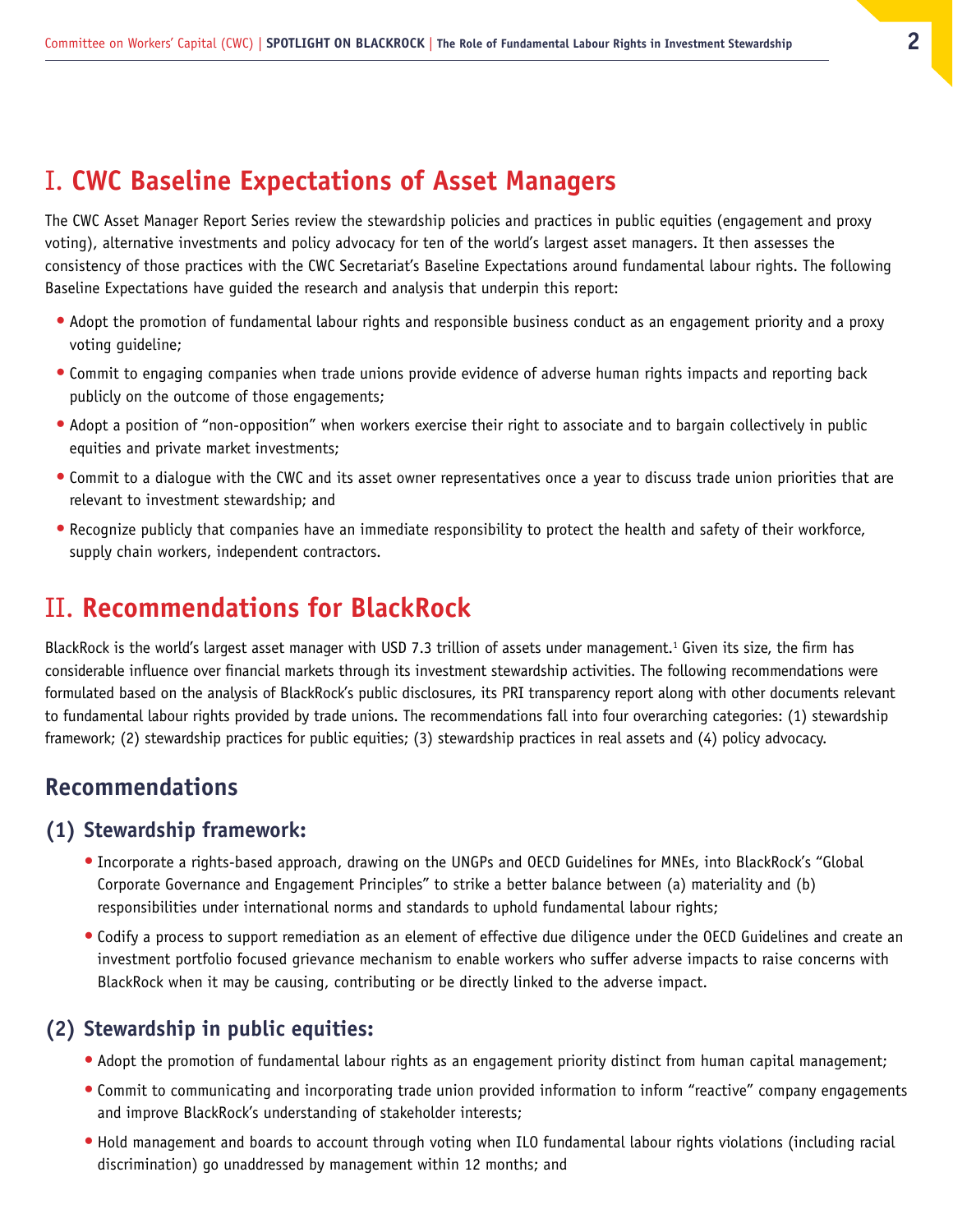## I. CWC Baseline Expectations of Asset Managers

The CWC Asset Manager Report Series review the stewardship policies and practices in public equities (engagement and proxy voting), alternative investments and policy advocacy for ten of the world's largest asset managers. It then assesses the consistency of those practices with the CWC Secretariat's Baseline Expectations around fundamental labour rights. The following Baseline Expectations have guided the research and analysis that underpin this report:

- Adopt the promotion of fundamental labour rights and responsible business conduct as an engagement priority and a proxy voting guideline;
- Commit to engaging companies when trade unions provide evidence of adverse human rights impacts and reporting back publicly on the outcome of those engagements;
- Adopt a position of "non-opposition" when workers exercise their right to associate and to bargain collectively in public equities and private market investments;
- Commit to a dialogue with the CWC and its asset owner representatives once a year to discuss trade union priorities that are relevant to investment stewardship; and
- Recognize publicly that companies have an immediate responsibility to protect the health and safety of their workforce, supply chain workers, independent contractors.

## II. Recommendations for BlackRock

BlackRock is the world's largest asset manager with USD 7.3 trillion of assets under management.[1] Given its size, the firm has considerable influence over financial markets through its investment stewardship activities. The following recommendations were formulated based on the analysis of BlackRock's public disclosures, its PRI transparency report along with other documents relevant to fundamental labour rights provided by trade unions. The recommendations fall into four overarching categories: (1) stewardship framework; (2) stewardship practices for public equities; (3) stewardship practices in real assets and (4) policy advocacy.

### Recommendations

#### (1) Stewardship framework:

- Incorporate a rights-based approach, drawing on the UNGPs and OECD Guidelines for MNEs, into BlackRock's "Global Corporate Governance and Engagement Principles" to strike a better balance between (a) materiality and (b) responsibilities under international norms and standards to uphold fundamental labour rights;
- Codify a process to support remediation as an element of effective due diligence under the OECD Guidelines and create an investment portfolio focused grievance mechanism to enable workers who suffer adverse impacts to raise concerns with BlackRock when it may be causing, contributing or be directly linked to the adverse impact.

#### (2) Stewardship in public equities:

- Adopt the promotion of fundamental labour rights as an engagement priority distinct from human capital management;
- Commit to communicating and incorporating trade union provided information to inform "reactive" company engagements and improve BlackRock's understanding of stakeholder interests;
- Hold management and boards to account through voting when ILO fundamental labour rights violations (including racial discrimination) go unaddressed by management within 12 months; and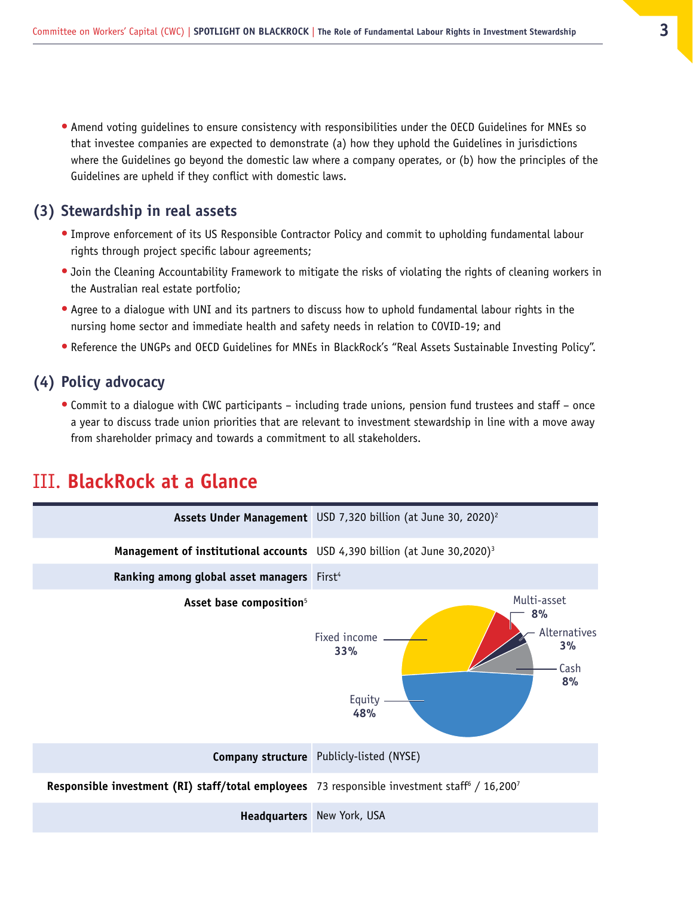- Amend voting guidelines to ensure consistency with responsibilities under the OECD Guidelines for MNEs so that investee companies are expected to demonstrate (a) how they uphold the Guidelines in jurisdictions where the Guidelines go beyond the domestic law where a company operates, or (b) how the principles of the Guidelines are upheld if they conflict with domestic laws.

### (3) Stewardship in real assets

- Improve enforcement of its US Responsible Contractor Policy and commit to upholding fundamental labour rights through project specific labour agreements;
- Join the Cleaning Accountability Framework to mitigate the risks of violating the rights of cleaning workers in the Australian real estate portfolio;
- Agree to a dialogue with UNI and its partners to discuss how to uphold fundamental labour rights in the nursing home sector and immediate health and safety needs in relation to COVID-19; and
- Reference the UNGPs and OECD Guidelines for MNEs in BlackRock's "Real Assets Sustainable Investing Policy".

### (4) Policy advocacy

- Commit to a dialogue with CWC participants – including trade unions, pension fund trustees and staff – once a year to discuss trade union priorities that are relevant to investment stewardship in line with a move away from shareholder primacy and towards a commitment to all stakeholders.

## III. BlackRock at a Glance

| | |
|---|---|
| **Assets Under Management** | USD 7,320 billion (at June 30, 2020)[2] |
| **Management of institutional accounts** | USD 4,390 billion (at June 30,2020)[3] |
| **Ranking among global asset managers** | First[4] |
| **Asset base composition**[5] | Equity 48%; Fixed income 33%; Multi-asset 8%; Cash 8%; Alternatives 3% |
| **Company structure** | Publicly-listed (NYSE) |
| **Responsible investment (RI) staff/total employees** | 73 responsible investment staff[6] / 16,200[7] |
| **Headquarters** | New York, USA |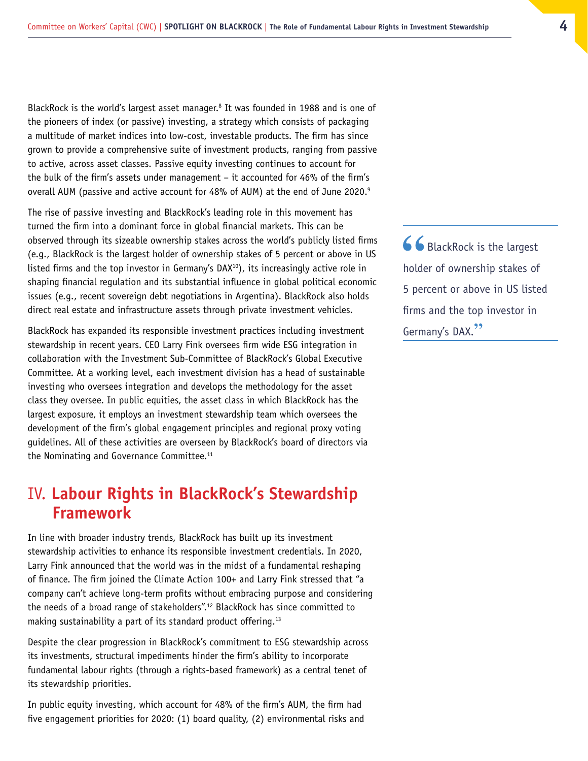BlackRock is the world's largest asset manager.[8] It was founded in 1988 and is one of the pioneers of index (or passive) investing, a strategy which consists of packaging a multitude of market indices into low-cost, investable products. The firm has since grown to provide a comprehensive suite of investment products, ranging from passive to active, across asset classes. Passive equity investing continues to account for the bulk of the firm's assets under management – it accounted for 46% of the firm's overall AUM (passive and active account for 48% of AUM) at the end of June 2020.[9]

The rise of passive investing and BlackRock's leading role in this movement has turned the firm into a dominant force in global financial markets. This can be observed through its sizeable ownership stakes across the world's publicly listed firms (e.g., BlackRock is the largest holder of ownership stakes of 5 percent or above in US listed firms and the top investor in Germany's DAX[10]), its increasingly active role in shaping financial regulation and its substantial influence in global political economic issues (e.g., recent sovereign debt negotiations in Argentina). BlackRock also holds direct real estate and infrastructure assets through private investment vehicles.

> "BlackRock is the largest holder of ownership stakes of 5 percent or above in US listed firms and the top investor in Germany's DAX."

BlackRock has expanded its responsible investment practices including investment stewardship in recent years. CEO Larry Fink oversees firm wide ESG integration in collaboration with the Investment Sub-Committee of BlackRock's Global Executive Committee. At a working level, each investment division has a head of sustainable investing who oversees integration and develops the methodology for the asset class they oversee. In public equities, the asset class in which BlackRock has the largest exposure, it employs an investment stewardship team which oversees the development of the firm's global engagement principles and regional proxy voting guidelines. All of these activities are overseen by BlackRock's board of directors via the Nominating and Governance Committee.[11]

## IV. Labour Rights in BlackRock's Stewardship Framework

In line with broader industry trends, BlackRock has built up its investment stewardship activities to enhance its responsible investment credentials. In 2020, Larry Fink announced that the world was in the midst of a fundamental reshaping of finance. The firm joined the Climate Action 100+ and Larry Fink stressed that "a company can't achieve long-term profits without embracing purpose and considering the needs of a broad range of stakeholders".[12] BlackRock has since committed to making sustainability a part of its standard product offering.[13]

Despite the clear progression in BlackRock's commitment to ESG stewardship across its investments, structural impediments hinder the firm's ability to incorporate fundamental labour rights (through a rights-based framework) as a central tenet of its stewardship priorities.

In public equity investing, which account for 48% of the firm's AUM, the firm had five engagement priorities for 2020: (1) board quality, (2) environmental risks and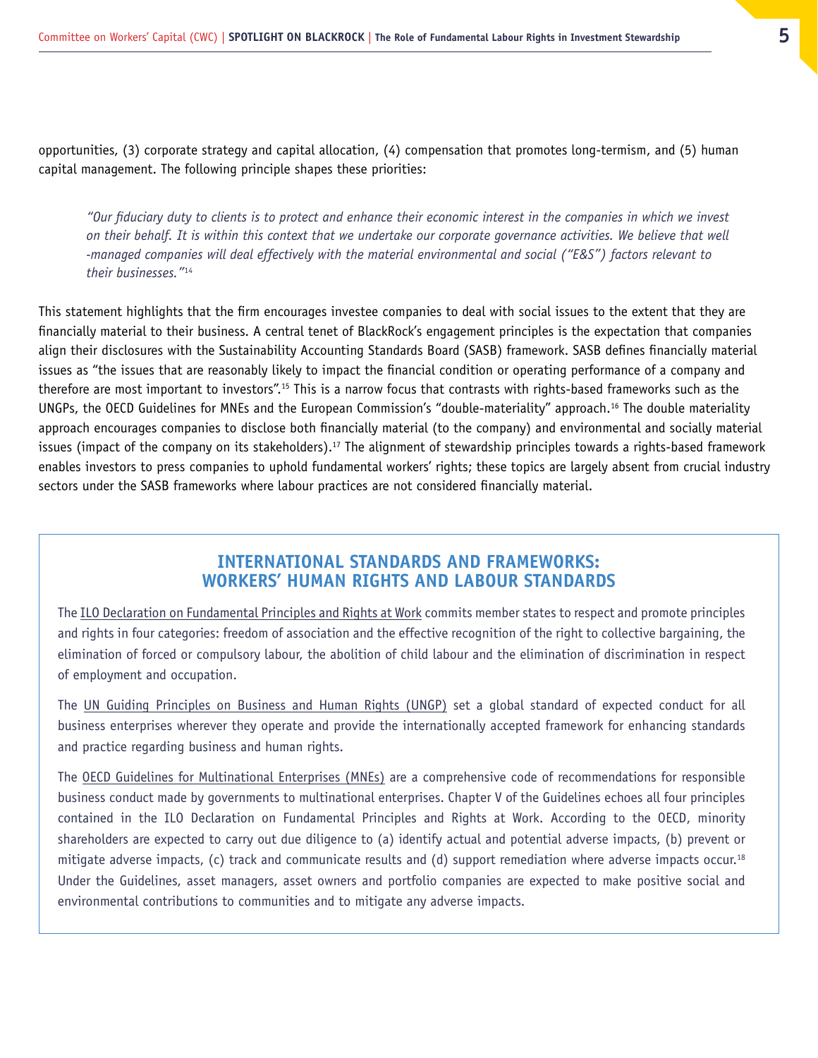opportunities, (3) corporate strategy and capital allocation, (4) compensation that promotes long-termism, and (5) human capital management. The following principle shapes these priorities:

> *"Our fiduciary duty to clients is to protect and enhance their economic interest in the companies in which we invest on their behalf. It is within this context that we undertake our corporate governance activities. We believe that well -managed companies will deal effectively with the material environmental and social ("E&S") factors relevant to their businesses."*[14]

This statement highlights that the firm encourages investee companies to deal with social issues to the extent that they are financially material to their business. A central tenet of BlackRock's engagement principles is the expectation that companies align their disclosures with the Sustainability Accounting Standards Board (SASB) framework. SASB defines financially material issues as "the issues that are reasonably likely to impact the financial condition or operating performance of a company and therefore are most important to investors".[15] This is a narrow focus that contrasts with rights-based frameworks such as the UNGPs, the OECD Guidelines for MNEs and the European Commission's "double-materiality" approach.[16] The double materiality approach encourages companies to disclose both financially material (to the company) and environmental and socially material issues (impact of the company on its stakeholders).[17] The alignment of stewardship principles towards a rights-based framework enables investors to press companies to uphold fundamental workers' rights; these topics are largely absent from crucial industry sectors under the SASB frameworks where labour practices are not considered financially material.

## INTERNATIONAL STANDARDS AND FRAMEWORKS: WORKERS' HUMAN RIGHTS AND LABOUR STANDARDS

The ILO Declaration on Fundamental Principles and Rights at Work commits member states to respect and promote principles and rights in four categories: freedom of association and the effective recognition of the right to collective bargaining, the elimination of forced or compulsory labour, the abolition of child labour and the elimination of discrimination in respect of employment and occupation.

The UN Guiding Principles on Business and Human Rights (UNGP) set a global standard of expected conduct for all business enterprises wherever they operate and provide the internationally accepted framework for enhancing standards and practice regarding business and human rights.

The OECD Guidelines for Multinational Enterprises (MNEs) are a comprehensive code of recommendations for responsible business conduct made by governments to multinational enterprises. Chapter V of the Guidelines echoes all four principles contained in the ILO Declaration on Fundamental Principles and Rights at Work. According to the OECD, minority shareholders are expected to carry out due diligence to (a) identify actual and potential adverse impacts, (b) prevent or mitigate adverse impacts, (c) track and communicate results and (d) support remediation where adverse impacts occur.[18] Under the Guidelines, asset managers, asset owners and portfolio companies are expected to make positive social and environmental contributions to communities and to mitigate any adverse impacts.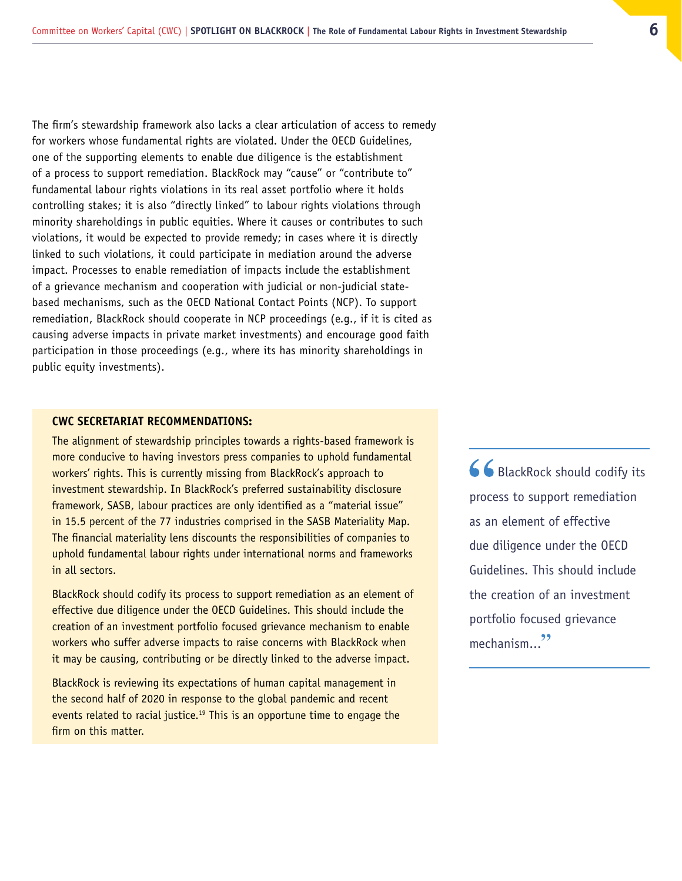The firm's stewardship framework also lacks a clear articulation of access to remedy for workers whose fundamental rights are violated. Under the OECD Guidelines, one of the supporting elements to enable due diligence is the establishment of a process to support remediation. BlackRock may "cause" or "contribute to" fundamental labour rights violations in its real asset portfolio where it holds controlling stakes; it is also "directly linked" to labour rights violations through minority shareholdings in public equities. Where it causes or contributes to such violations, it would be expected to provide remedy; in cases where it is directly linked to such violations, it could participate in mediation around the adverse impact. Processes to enable remediation of impacts include the establishment of a grievance mechanism and cooperation with judicial or non-judicial state-based mechanisms, such as the OECD National Contact Points (NCP). To support remediation, BlackRock should cooperate in NCP proceedings (e.g., if it is cited as causing adverse impacts in private market investments) and encourage good faith participation in those proceedings (e.g., where its has minority shareholdings in public equity investments).

**CWC SECRETARIAT RECOMMENDATIONS:**

The alignment of stewardship principles towards a rights-based framework is more conducive to having investors press companies to uphold fundamental workers' rights. This is currently missing from BlackRock's approach to investment stewardship. In BlackRock's preferred sustainability disclosure framework, SASB, labour practices are only identified as a "material issue" in 15.5 percent of the 77 industries comprised in the SASB Materiality Map. The financial materiality lens discounts the responsibilities of companies to uphold fundamental labour rights under international norms and frameworks in all sectors.

BlackRock should codify its process to support remediation as an element of effective due diligence under the OECD Guidelines. This should include the creation of an investment portfolio focused grievance mechanism to enable workers who suffer adverse impacts to raise concerns with BlackRock when it may be causing, contributing or be directly linked to the adverse impact.

BlackRock is reviewing its expectations of human capital management in the second half of 2020 in response to the global pandemic and recent events related to racial justice.[19] This is an opportune time to engage the firm on this matter.

> "BlackRock should codify its process to support remediation as an element of effective due diligence under the OECD Guidelines. This should include the creation of an investment portfolio focused grievance mechanism..."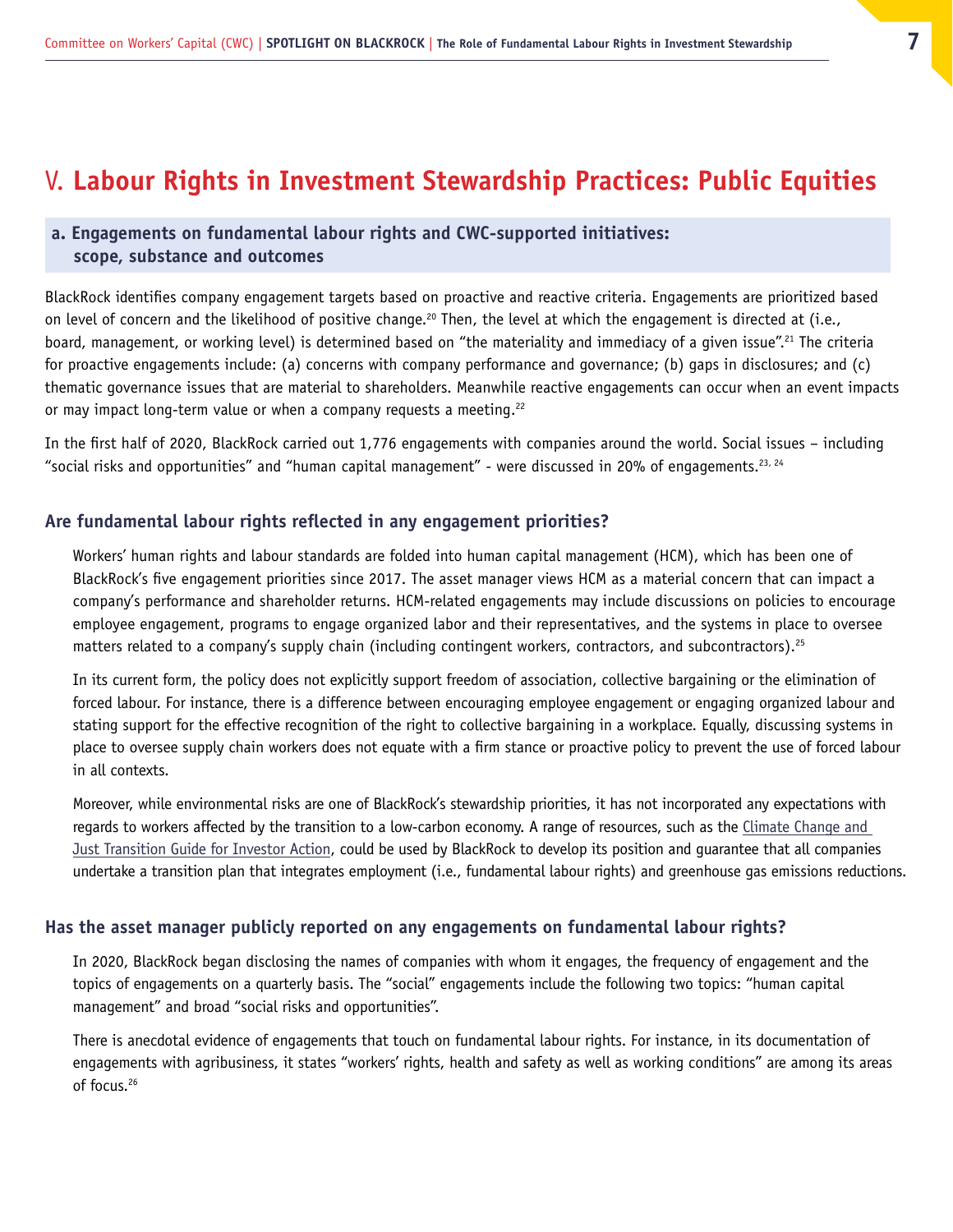# V. Labour Rights in Investment Stewardship Practices: Public Equities

## a. Engagements on fundamental labour rights and CWC-supported initiatives: scope, substance and outcomes

BlackRock identifies company engagement targets based on proactive and reactive criteria. Engagements are prioritized based on level of concern and the likelihood of positive change.[20] Then, the level at which the engagement is directed at (i.e., board, management, or working level) is determined based on "the materiality and immediacy of a given issue".[21] The criteria for proactive engagements include: (a) concerns with company performance and governance; (b) gaps in disclosures; and (c) thematic governance issues that are material to shareholders. Meanwhile reactive engagements can occur when an event impacts or may impact long-term value or when a company requests a meeting.[22]

In the first half of 2020, BlackRock carried out 1,776 engagements with companies around the world. Social issues – including "social risks and opportunities" and "human capital management" - were discussed in 20% of engagements.[23, 24]

### Are fundamental labour rights reflected in any engagement priorities?

Workers' human rights and labour standards are folded into human capital management (HCM), which has been one of BlackRock's five engagement priorities since 2017. The asset manager views HCM as a material concern that can impact a company's performance and shareholder returns. HCM-related engagements may include discussions on policies to encourage employee engagement, programs to engage organized labor and their representatives, and the systems in place to oversee matters related to a company's supply chain (including contingent workers, contractors, and subcontractors).[25]

In its current form, the policy does not explicitly support freedom of association, collective bargaining or the elimination of forced labour. For instance, there is a difference between encouraging employee engagement or engaging organized labour and stating support for the effective recognition of the right to collective bargaining in a workplace. Equally, discussing systems in place to oversee supply chain workers does not equate with a firm stance or proactive policy to prevent the use of forced labour in all contexts.

Moreover, while environmental risks are one of BlackRock's stewardship priorities, it has not incorporated any expectations with regards to workers affected by the transition to a low-carbon economy. A range of resources, such as the Climate Change and Just Transition Guide for Investor Action, could be used by BlackRock to develop its position and guarantee that all companies undertake a transition plan that integrates employment (i.e., fundamental labour rights) and greenhouse gas emissions reductions.

### Has the asset manager publicly reported on any engagements on fundamental labour rights?

In 2020, BlackRock began disclosing the names of companies with whom it engages, the frequency of engagement and the topics of engagements on a quarterly basis. The "social" engagements include the following two topics: "human capital management" and broad "social risks and opportunities".

There is anecdotal evidence of engagements that touch on fundamental labour rights. For instance, in its documentation of engagements with agribusiness, it states "workers' rights, health and safety as well as working conditions" are among its areas of focus.[26]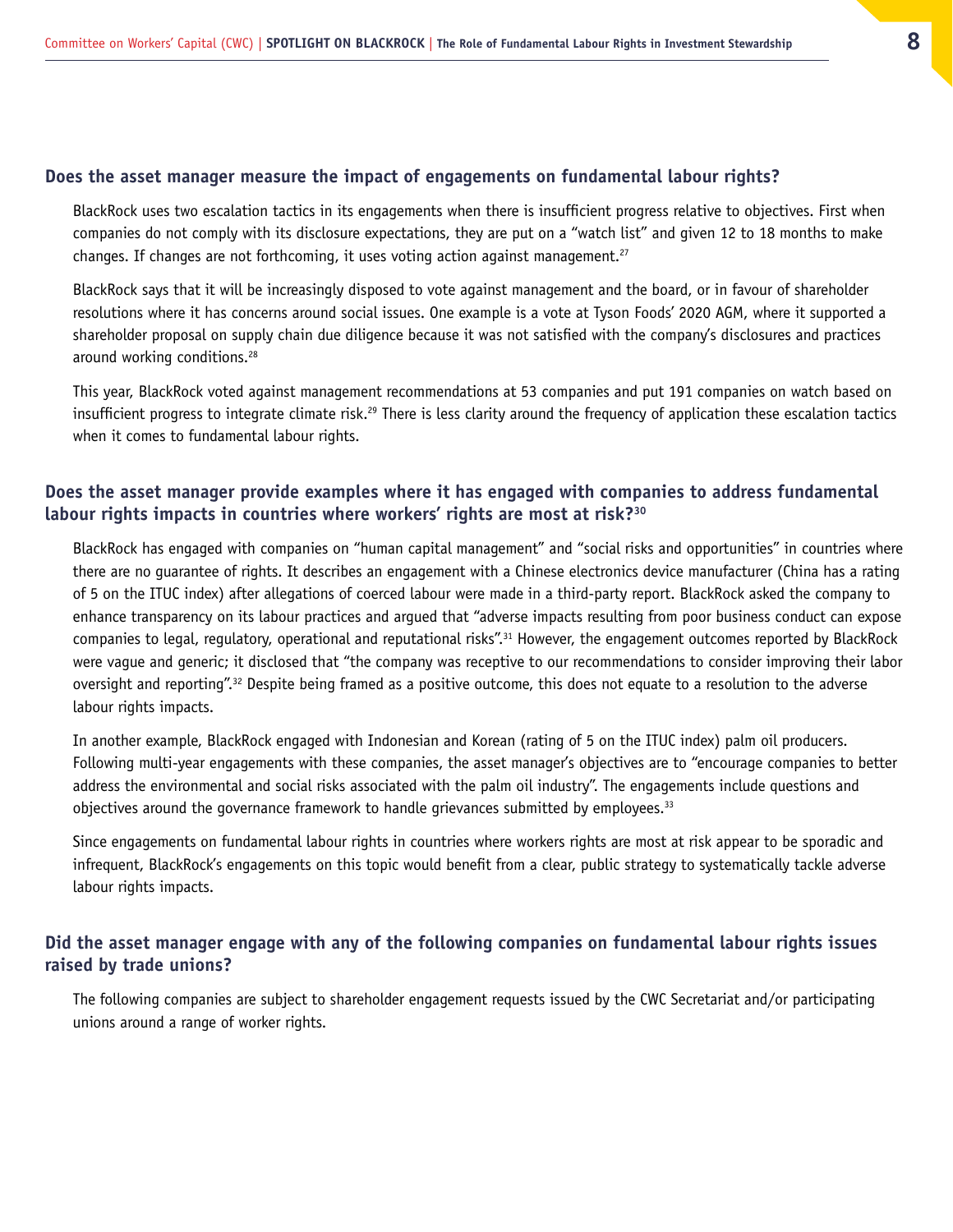### Does the asset manager measure the impact of engagements on fundamental labour rights?

BlackRock uses two escalation tactics in its engagements when there is insufficient progress relative to objectives. First when companies do not comply with its disclosure expectations, they are put on a "watch list" and given 12 to 18 months to make changes. If changes are not forthcoming, it uses voting action against management.[27]

BlackRock says that it will be increasingly disposed to vote against management and the board, or in favour of shareholder resolutions where it has concerns around social issues. One example is a vote at Tyson Foods' 2020 AGM, where it supported a shareholder proposal on supply chain due diligence because it was not satisfied with the company's disclosures and practices around working conditions.[28]

This year, BlackRock voted against management recommendations at 53 companies and put 191 companies on watch based on insufficient progress to integrate climate risk.[29] There is less clarity around the frequency of application these escalation tactics when it comes to fundamental labour rights.

### Does the asset manager provide examples where it has engaged with companies to address fundamental labour rights impacts in countries where workers' rights are most at risk?[30]

BlackRock has engaged with companies on "human capital management" and "social risks and opportunities" in countries where there are no guarantee of rights. It describes an engagement with a Chinese electronics device manufacturer (China has a rating of 5 on the ITUC index) after allegations of coerced labour were made in a third-party report. BlackRock asked the company to enhance transparency on its labour practices and argued that "adverse impacts resulting from poor business conduct can expose companies to legal, regulatory, operational and reputational risks".[31] However, the engagement outcomes reported by BlackRock were vague and generic; it disclosed that "the company was receptive to our recommendations to consider improving their labor oversight and reporting".[32] Despite being framed as a positive outcome, this does not equate to a resolution to the adverse labour rights impacts.

In another example, BlackRock engaged with Indonesian and Korean (rating of 5 on the ITUC index) palm oil producers. Following multi-year engagements with these companies, the asset manager's objectives are to "encourage companies to better address the environmental and social risks associated with the palm oil industry". The engagements include questions and objectives around the governance framework to handle grievances submitted by employees.[33]

Since engagements on fundamental labour rights in countries where workers rights are most at risk appear to be sporadic and infrequent, BlackRock's engagements on this topic would benefit from a clear, public strategy to systematically tackle adverse labour rights impacts.

### Did the asset manager engage with any of the following companies on fundamental labour rights issues raised by trade unions?

The following companies are subject to shareholder engagement requests issued by the CWC Secretariat and/or participating unions around a range of worker rights.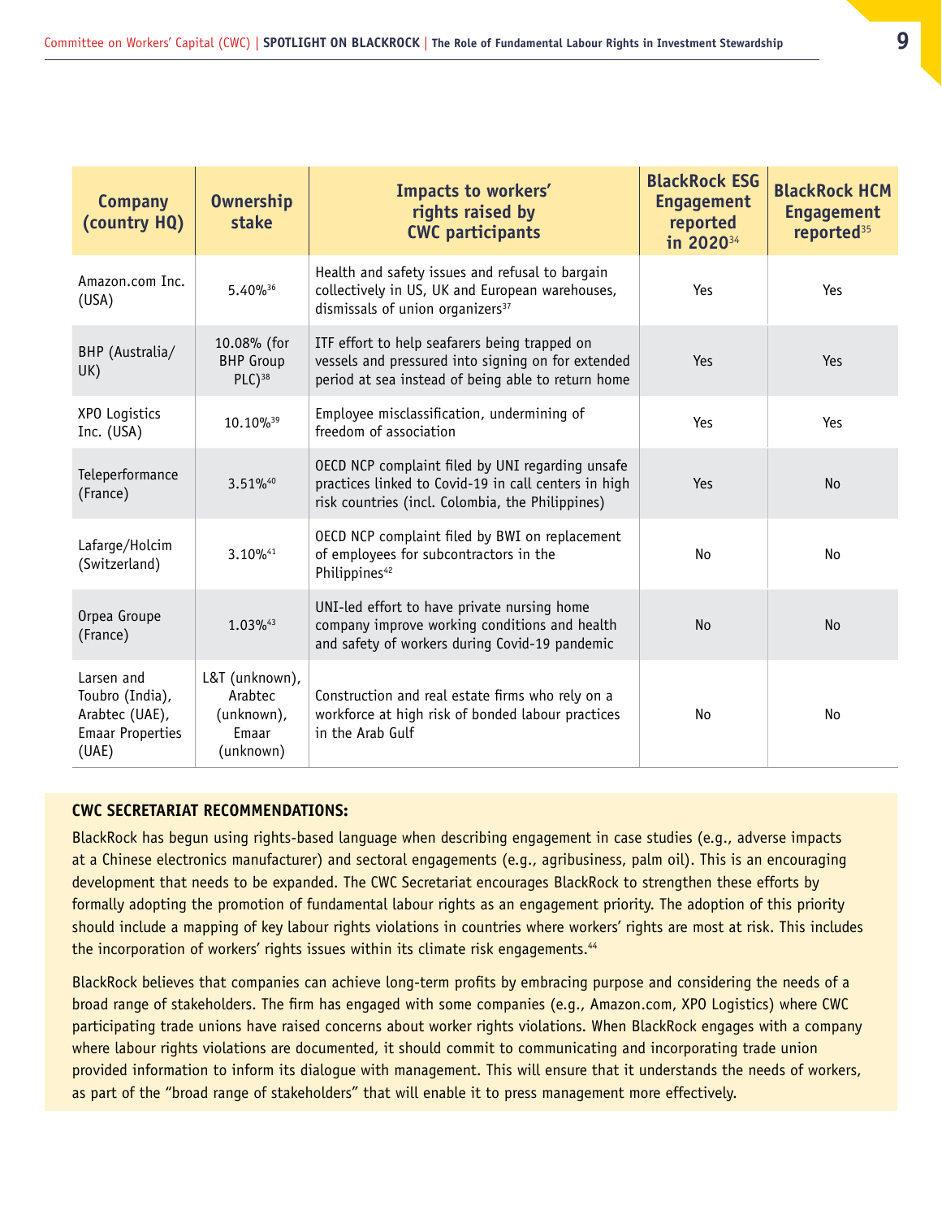| Company (country HQ) | Ownership stake | Impacts to workers' rights raised by CWC participants | BlackRock ESG Engagement reported in 2020[34] | BlackRock HCM Engagement reported[35] |
|---|---|---|---|---|
| Amazon.com Inc. (USA) | 5.40%[36] | Health and safety issues and refusal to bargain collectively in US, UK and European warehouses, dismissals of union organizers[37] | Yes | Yes |
| BHP (Australia/ UK) | 10.08% (for BHP Group PLC)[38] | ITF effort to help seafarers being trapped on vessels and pressured into signing on for extended period at sea instead of being able to return home | Yes | Yes |
| XPO Logistics Inc. (USA) | 10.10%[39] | Employee misclassification, undermining of freedom of association | Yes | Yes |
| Teleperformance (France) | 3.51%[40] | OECD NCP complaint filed by UNI regarding unsafe practices linked to Covid-19 in call centers in high risk countries (incl. Colombia, the Philippines) | Yes | No |
| Lafarge/Holcim (Switzerland) | 3.10%[41] | OECD NCP complaint filed by BWI on replacement of employees for subcontractors in the Philippines[42] | No | No |
| Orpea Groupe (France) | 1.03%[43] | UNI-led effort to have private nursing home company improve working conditions and health and safety of workers during Covid-19 pandemic | No | No |
| Larsen and Toubro (India), Arabtec (UAE), Emaar Properties (UAE) | L&T (unknown), Arabtec (unknown), Emaar (unknown) | Construction and real estate firms who rely on a workforce at high risk of bonded labour practices in the Arab Gulf | No | No |

**CWC SECRETARIAT RECOMMENDATIONS:**

BlackRock has begun using rights-based language when describing engagement in case studies (e.g., adverse impacts at a Chinese electronics manufacturer) and sectoral engagements (e.g., agribusiness, palm oil). This is an encouraging development that needs to be expanded. The CWC Secretariat encourages BlackRock to strengthen these efforts by formally adopting the promotion of fundamental labour rights as an engagement priority. The adoption of this priority should include a mapping of key labour rights violations in countries where workers' rights are most at risk. This includes the incorporation of workers' rights issues within its climate risk engagements.[44]

BlackRock believes that companies can achieve long-term profits by embracing purpose and considering the needs of a broad range of stakeholders. The firm has engaged with some companies (e.g., Amazon.com, XPO Logistics) where CWC participating trade unions have raised concerns about worker rights violations. When BlackRock engages with a company where labour rights violations are documented, it should commit to communicating and incorporating trade union provided information to inform its dialogue with management. This will ensure that it understands the needs of workers, as part of the "broad range of stakeholders" that will enable it to press management more effectively.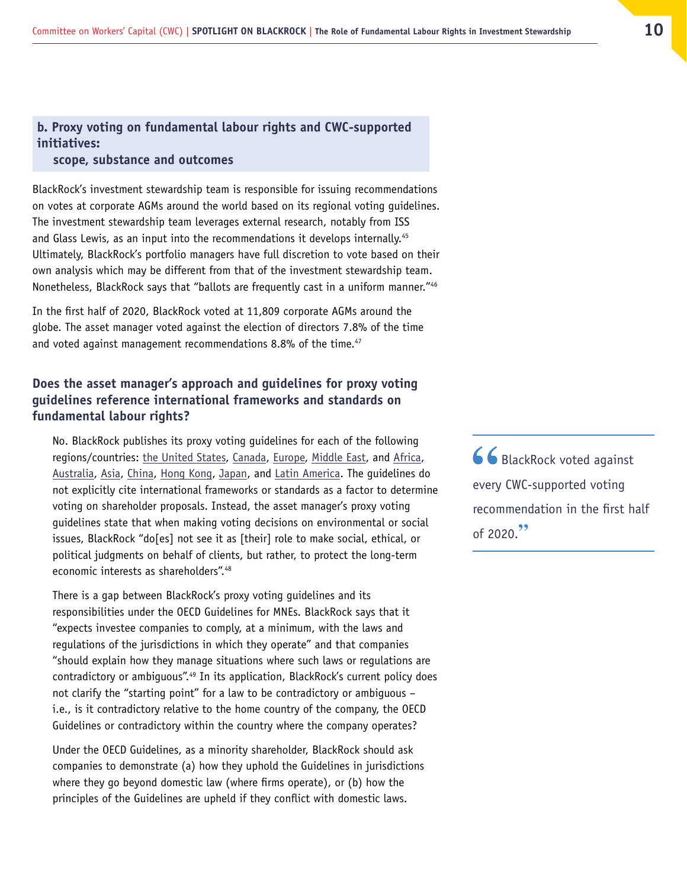## b. Proxy voting on fundamental labour rights and CWC-supported initiatives: scope, substance and outcomes

BlackRock's investment stewardship team is responsible for issuing recommendations on votes at corporate AGMs around the world based on its regional voting guidelines. The investment stewardship team leverages external research, notably from ISS and Glass Lewis, as an input into the recommendations it develops internally.[45] Ultimately, BlackRock's portfolio managers have full discretion to vote based on their own analysis which may be different from that of the investment stewardship team. Nonetheless, BlackRock says that "ballots are frequently cast in a uniform manner."[46]

In the first half of 2020, BlackRock voted at 11,809 corporate AGMs around the globe. The asset manager voted against the election of directors 7.8% of the time and voted against management recommendations 8.8% of the time.[47]

### Does the asset manager's approach and guidelines for proxy voting guidelines reference international frameworks and standards on fundamental labour rights?

No. BlackRock publishes its proxy voting guidelines for each of the following regions/countries: the United States, Canada, Europe, Middle East, and Africa, Australia, Asia, China, Hong Kong, Japan, and Latin America. The guidelines do not explicitly cite international frameworks or standards as a factor to determine voting on shareholder proposals. Instead, the asset manager's proxy voting guidelines state that when making voting decisions on environmental or social issues, BlackRock "do[es] not see it as [their] role to make social, ethical, or political judgments on behalf of clients, but rather, to protect the long-term economic interests as shareholders".[48]

There is a gap between BlackRock's proxy voting guidelines and its responsibilities under the OECD Guidelines for MNEs. BlackRock says that it "expects investee companies to comply, at a minimum, with the laws and regulations of the jurisdictions in which they operate" and that companies "should explain how they manage situations where such laws or regulations are contradictory or ambiguous".[49] In its application, BlackRock's current policy does not clarify the "starting point" for a law to be contradictory or ambiguous – i.e., is it contradictory relative to the home country of the company, the OECD Guidelines or contradictory within the country where the company operates?

Under the OECD Guidelines, as a minority shareholder, BlackRock should ask companies to demonstrate (a) how they uphold the Guidelines in jurisdictions where they go beyond domestic law (where firms operate), or (b) how the principles of the Guidelines are upheld if they conflict with domestic laws.

> "BlackRock voted against every CWC-supported voting recommendation in the first half of 2020."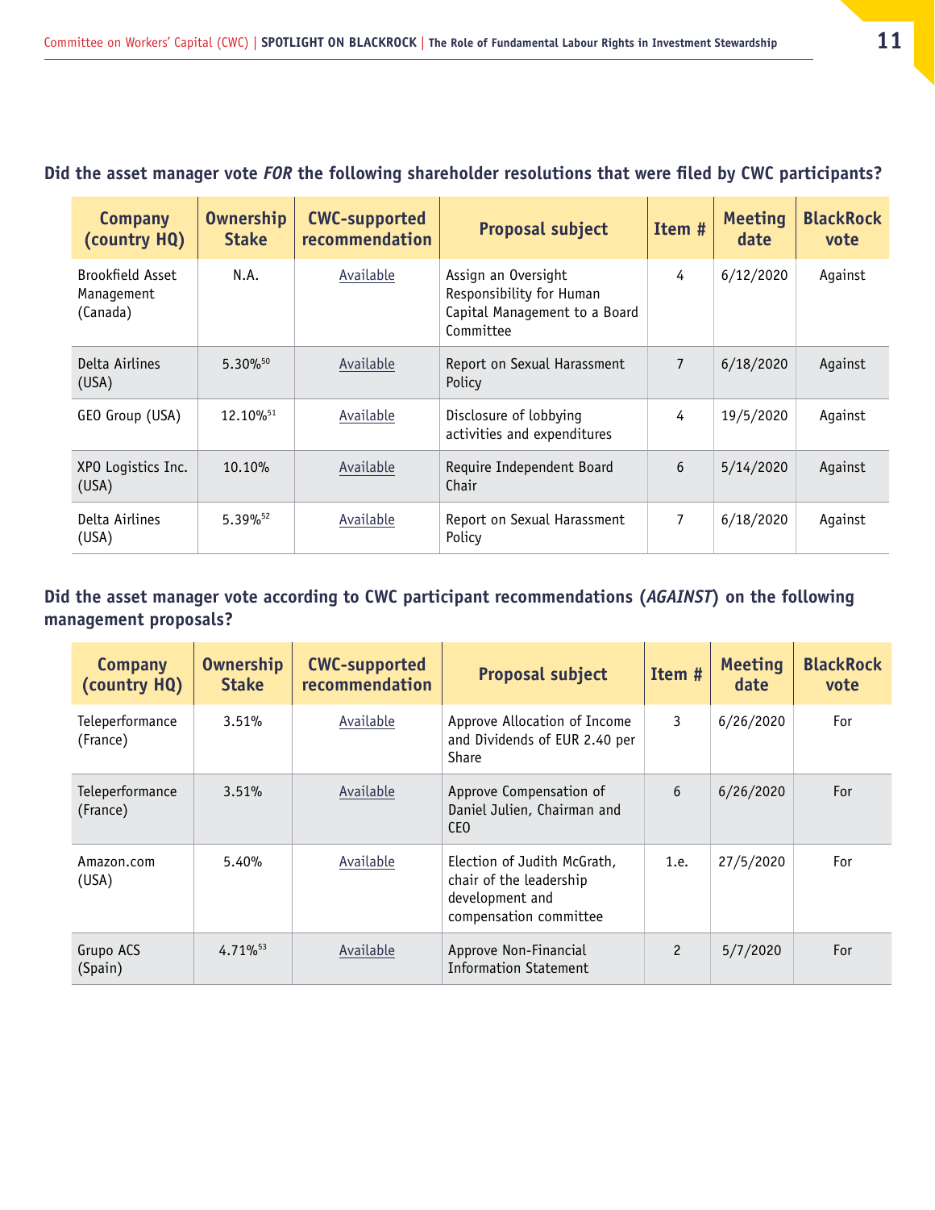### Did the asset manager vote *FOR* the following shareholder resolutions that were filed by CWC participants?

| Company (country HQ) | Ownership Stake | CWC-supported recommendation | Proposal subject | Item # | Meeting date | BlackRock vote |
|---|---|---|---|---|---|---|
| Brookfield Asset Management (Canada) | N.A. | Available | Assign an Oversight Responsibility for Human Capital Management to a Board Committee | 4 | 6/12/2020 | Against |
| Delta Airlines (USA) | 5.30%[50] | Available | Report on Sexual Harassment Policy | 7 | 6/18/2020 | Against |
| GEO Group (USA) | 12.10%[51] | Available | Disclosure of lobbying activities and expenditures | 4 | 19/5/2020 | Against |
| XPO Logistics Inc. (USA) | 10.10% | Available | Require Independent Board Chair | 6 | 5/14/2020 | Against |
| Delta Airlines (USA) | 5.39%[52] | Available | Report on Sexual Harassment Policy | 7 | 6/18/2020 | Against |

### Did the asset manager vote according to CWC participant recommendations (*AGAINST*) on the following management proposals?

| Company (country HQ) | Ownership Stake | CWC-supported recommendation | Proposal subject | Item # | Meeting date | BlackRock vote |
|---|---|---|---|---|---|---|
| Teleperformance (France) | 3.51% | Available | Approve Allocation of Income and Dividends of EUR 2.40 per Share | 3 | 6/26/2020 | For |
| Teleperformance (France) | 3.51% | Available | Approve Compensation of Daniel Julien, Chairman and CEO | 6 | 6/26/2020 | For |
| Amazon.com (USA) | 5.40% | Available | Election of Judith McGrath, chair of the leadership development and compensation committee | 1.e. | 27/5/2020 | For |
| Grupo ACS (Spain) | 4.71%[53] | Available | Approve Non-Financial Information Statement | 2 | 5/7/2020 | For |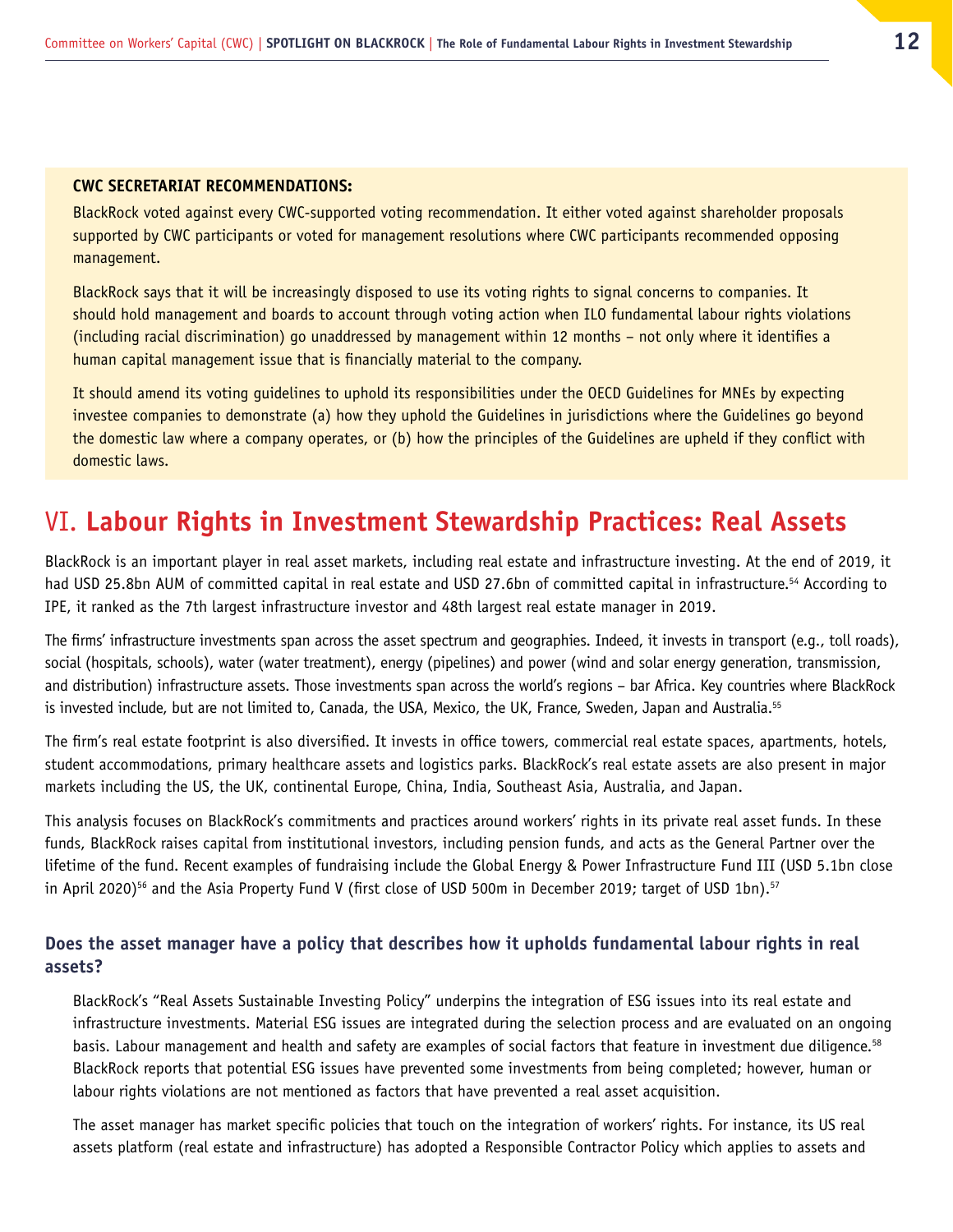**CWC SECRETARIAT RECOMMENDATIONS:**

BlackRock voted against every CWC-supported voting recommendation. It either voted against shareholder proposals supported by CWC participants or voted for management resolutions where CWC participants recommended opposing management.

BlackRock says that it will be increasingly disposed to use its voting rights to signal concerns to companies. It should hold management and boards to account through voting action when ILO fundamental labour rights violations (including racial discrimination) go unaddressed by management within 12 months – not only where it identifies a human capital management issue that is financially material to the company.

It should amend its voting guidelines to uphold its responsibilities under the OECD Guidelines for MNEs by expecting investee companies to demonstrate (a) how they uphold the Guidelines in jurisdictions where the Guidelines go beyond the domestic law where a company operates, or (b) how the principles of the Guidelines are upheld if they conflict with domestic laws.

## VI. Labour Rights in Investment Stewardship Practices: Real Assets

BlackRock is an important player in real asset markets, including real estate and infrastructure investing. At the end of 2019, it had USD 25.8bn AUM of committed capital in real estate and USD 27.6bn of committed capital in infrastructure.[54] According to IPE, it ranked as the 7th largest infrastructure investor and 48th largest real estate manager in 2019.

The firms' infrastructure investments span across the asset spectrum and geographies. Indeed, it invests in transport (e.g., toll roads), social (hospitals, schools), water (water treatment), energy (pipelines) and power (wind and solar energy generation, transmission, and distribution) infrastructure assets. Those investments span across the world's regions – bar Africa. Key countries where BlackRock is invested include, but are not limited to, Canada, the USA, Mexico, the UK, France, Sweden, Japan and Australia.[55]

The firm's real estate footprint is also diversified. It invests in office towers, commercial real estate spaces, apartments, hotels, student accommodations, primary healthcare assets and logistics parks. BlackRock's real estate assets are also present in major markets including the US, the UK, continental Europe, China, India, Southeast Asia, Australia, and Japan.

This analysis focuses on BlackRock's commitments and practices around workers' rights in its private real asset funds. In these funds, BlackRock raises capital from institutional investors, including pension funds, and acts as the General Partner over the lifetime of the fund. Recent examples of fundraising include the Global Energy & Power Infrastructure Fund III (USD 5.1bn close in April 2020)[56] and the Asia Property Fund V (first close of USD 500m in December 2019; target of USD 1bn).[57]

### Does the asset manager have a policy that describes how it upholds fundamental labour rights in real assets?

BlackRock's "Real Assets Sustainable Investing Policy" underpins the integration of ESG issues into its real estate and infrastructure investments. Material ESG issues are integrated during the selection process and are evaluated on an ongoing basis. Labour management and health and safety are examples of social factors that feature in investment due diligence.[58] BlackRock reports that potential ESG issues have prevented some investments from being completed; however, human or labour rights violations are not mentioned as factors that have prevented a real asset acquisition.

The asset manager has market specific policies that touch on the integration of workers' rights. For instance, its US real assets platform (real estate and infrastructure) has adopted a Responsible Contractor Policy which applies to assets and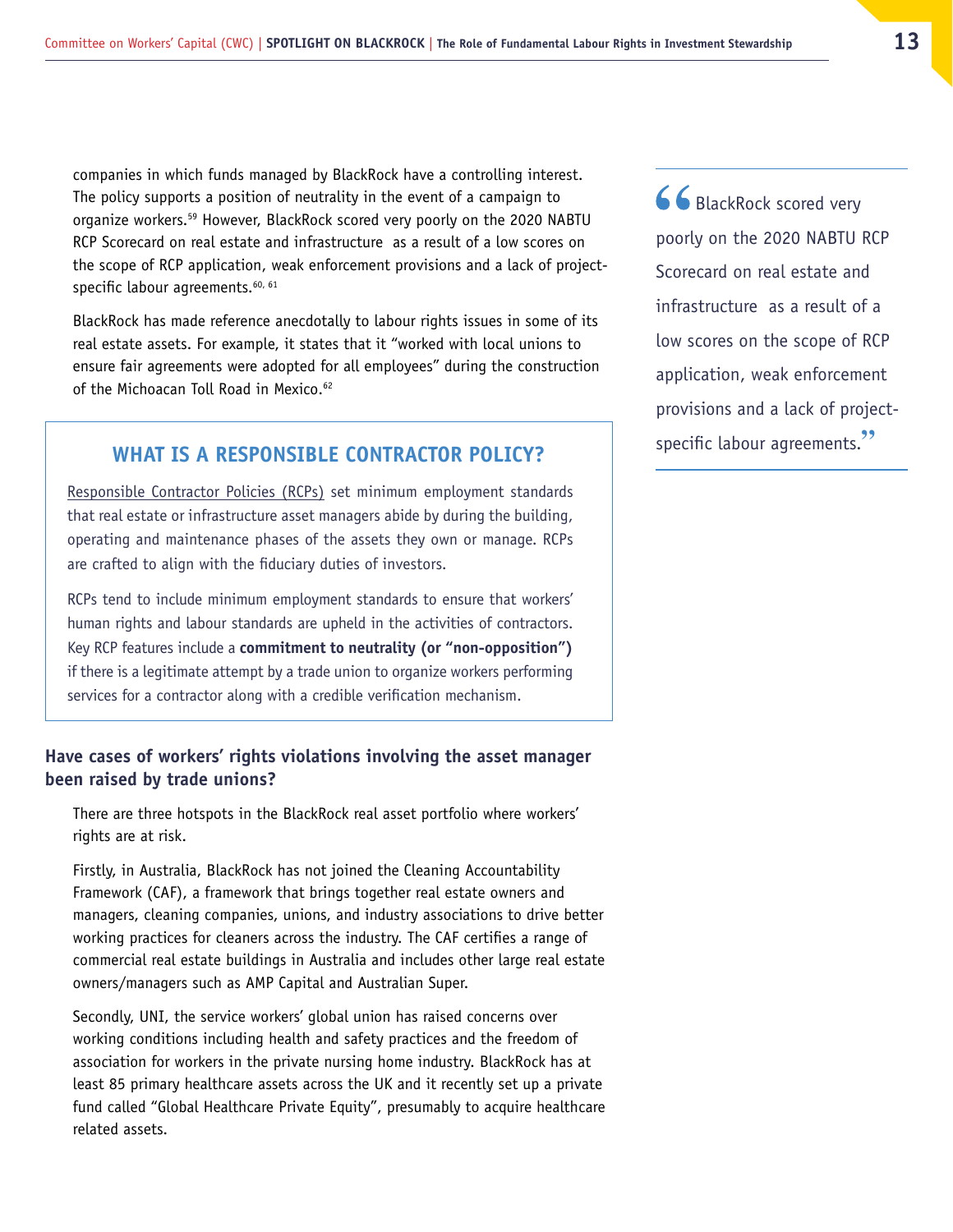companies in which funds managed by BlackRock have a controlling interest. The policy supports a position of neutrality in the event of a campaign to organize workers.[59] However, BlackRock scored very poorly on the 2020 NABTU RCP Scorecard on real estate and infrastructure as a result of a low scores on the scope of RCP application, weak enforcement provisions and a lack of project-specific labour agreements.[60, 61]

BlackRock has made reference anecdotally to labour rights issues in some of its real estate assets. For example, it states that it "worked with local unions to ensure fair agreements were adopted for all employees" during the construction of the Michoacan Toll Road in Mexico.[62]

> "BlackRock scored very poorly on the 2020 NABTU RCP Scorecard on real estate and infrastructure as a result of a low scores on the scope of RCP application, weak enforcement provisions and a lack of project-specific labour agreements."

## WHAT IS A RESPONSIBLE CONTRACTOR POLICY?

Responsible Contractor Policies (RCPs) set minimum employment standards that real estate or infrastructure asset managers abide by during the building, operating and maintenance phases of the assets they own or manage. RCPs are crafted to align with the fiduciary duties of investors.

RCPs tend to include minimum employment standards to ensure that workers' human rights and labour standards are upheld in the activities of contractors. Key RCP features include a **commitment to neutrality (or "non-opposition")** if there is a legitimate attempt by a trade union to organize workers performing services for a contractor along with a credible verification mechanism.

### Have cases of workers' rights violations involving the asset manager been raised by trade unions?

There are three hotspots in the BlackRock real asset portfolio where workers' rights are at risk.

Firstly, in Australia, BlackRock has not joined the Cleaning Accountability Framework (CAF), a framework that brings together real estate owners and managers, cleaning companies, unions, and industry associations to drive better working practices for cleaners across the industry. The CAF certifies a range of commercial real estate buildings in Australia and includes other large real estate owners/managers such as AMP Capital and Australian Super.

Secondly, UNI, the service workers' global union has raised concerns over working conditions including health and safety practices and the freedom of association for workers in the private nursing home industry. BlackRock has at least 85 primary healthcare assets across the UK and it recently set up a private fund called "Global Healthcare Private Equity", presumably to acquire healthcare related assets.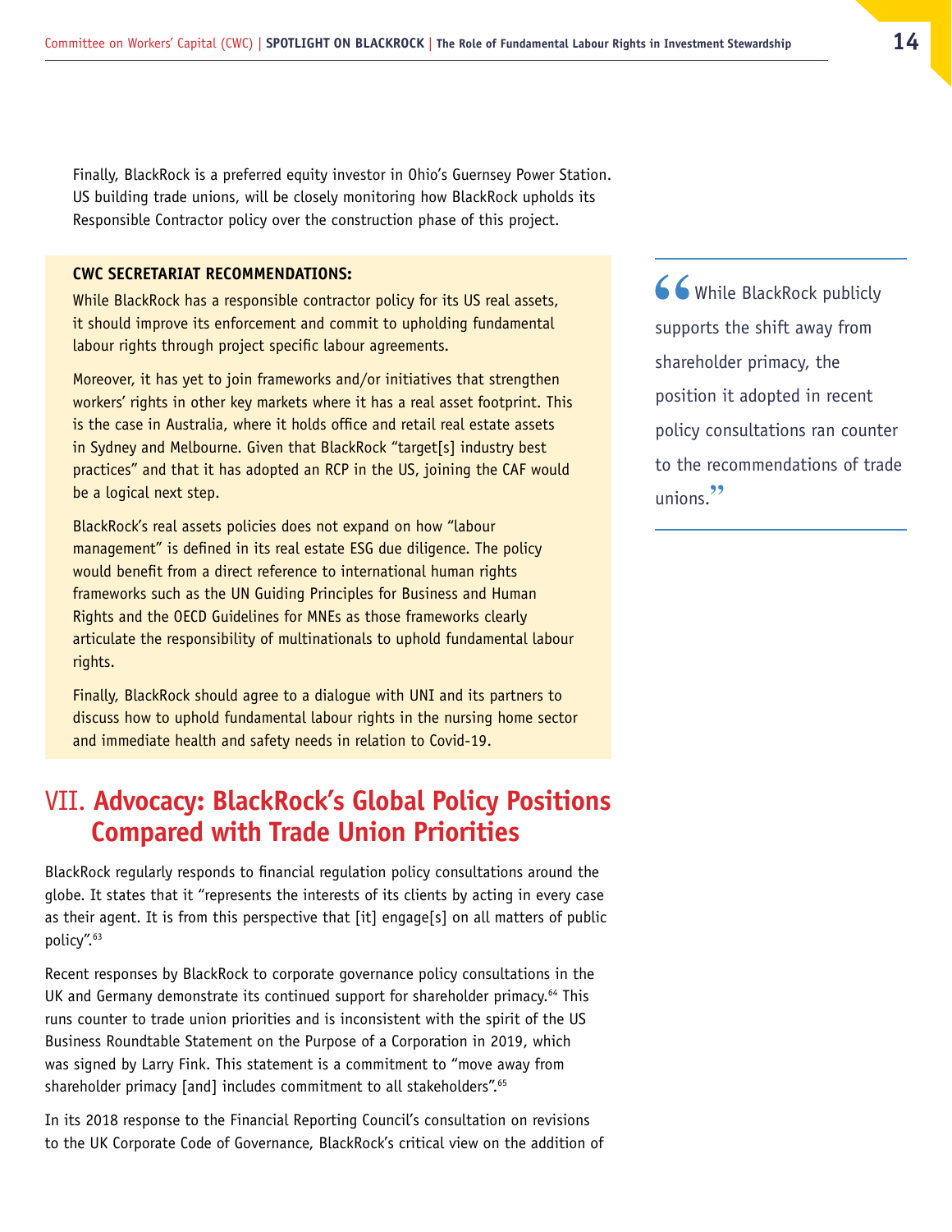Finally, BlackRock is a preferred equity investor in Ohio's Guernsey Power Station. US building trade unions, will be closely monitoring how BlackRock upholds its Responsible Contractor policy over the construction phase of this project.

**CWC SECRETARIAT RECOMMENDATIONS:**

While BlackRock has a responsible contractor policy for its US real assets, it should improve its enforcement and commit to upholding fundamental labour rights through project specific labour agreements.

Moreover, it has yet to join frameworks and/or initiatives that strengthen workers' rights in other key markets where it has a real asset footprint. This is the case in Australia, where it holds office and retail real estate assets in Sydney and Melbourne. Given that BlackRock "target[s] industry best practices" and that it has adopted an RCP in the US, joining the CAF would be a logical next step.

BlackRock's real assets policies does not expand on how "labour management" is defined in its real estate ESG due diligence. The policy would benefit from a direct reference to international human rights frameworks such as the UN Guiding Principles for Business and Human Rights and the OECD Guidelines for MNEs as those frameworks clearly articulate the responsibility of multinationals to uphold fundamental labour rights.

Finally, BlackRock should agree to a dialogue with UNI and its partners to discuss how to uphold fundamental labour rights in the nursing home sector and immediate health and safety needs in relation to Covid-19.

> "While BlackRock publicly supports the shift away from shareholder primacy, the position it adopted in recent policy consultations ran counter to the recommendations of trade unions."

## VII. Advocacy: BlackRock's Global Policy Positions Compared with Trade Union Priorities

BlackRock regularly responds to financial regulation policy consultations around the globe. It states that it "represents the interests of its clients by acting in every case as their agent. It is from this perspective that [it] engage[s] on all matters of public policy".[63]

Recent responses by BlackRock to corporate governance policy consultations in the UK and Germany demonstrate its continued support for shareholder primacy.[64] This runs counter to trade union priorities and is inconsistent with the spirit of the US Business Roundtable Statement on the Purpose of a Corporation in 2019, which was signed by Larry Fink. This statement is a commitment to "move away from shareholder primacy [and] includes commitment to all stakeholders".[65]

In its 2018 response to the Financial Reporting Council's consultation on revisions to the UK Corporate Code of Governance, BlackRock's critical view on the addition of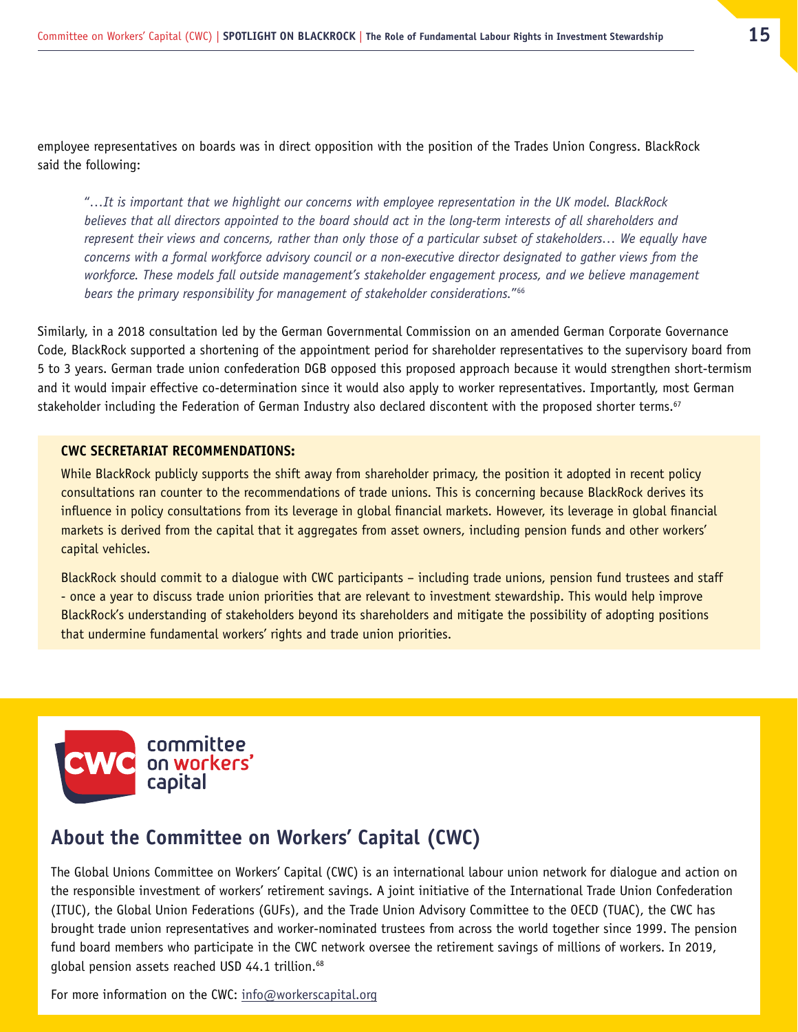employee representatives on boards was in direct opposition with the position of the Trades Union Congress. BlackRock said the following:

> *"…It is important that we highlight our concerns with employee representation in the UK model. BlackRock believes that all directors appointed to the board should act in the long-term interests of all shareholders and represent their views and concerns, rather than only those of a particular subset of stakeholders… We equally have concerns with a formal workforce advisory council or a non-executive director designated to gather views from the workforce. These models fall outside management's stakeholder engagement process, and we believe management bears the primary responsibility for management of stakeholder considerations."*[66]

Similarly, in a 2018 consultation led by the German Governmental Commission on an amended German Corporate Governance Code, BlackRock supported a shortening of the appointment period for shareholder representatives to the supervisory board from 5 to 3 years. German trade union confederation DGB opposed this proposed approach because it would strengthen short-termism and it would impair effective co-determination since it would also apply to worker representatives. Importantly, most German stakeholder including the Federation of German Industry also declared discontent with the proposed shorter terms.[67]

**CWC SECRETARIAT RECOMMENDATIONS:**

While BlackRock publicly supports the shift away from shareholder primacy, the position it adopted in recent policy consultations ran counter to the recommendations of trade unions. This is concerning because BlackRock derives its influence in policy consultations from its leverage in global financial markets. However, its leverage in global financial markets is derived from the capital that it aggregates from asset owners, including pension funds and other workers' capital vehicles.

BlackRock should commit to a dialogue with CWC participants – including trade unions, pension fund trustees and staff - once a year to discuss trade union priorities that are relevant to investment stewardship. This would help improve BlackRock's understanding of stakeholders beyond its shareholders and mitigate the possibility of adopting positions that undermine fundamental workers' rights and trade union priorities.

CWC committee on workers' capital

## About the Committee on Workers' Capital (CWC)

The Global Unions Committee on Workers' Capital (CWC) is an international labour union network for dialogue and action on the responsible investment of workers' retirement savings. A joint initiative of the International Trade Union Confederation (ITUC), the Global Union Federations (GUFs), and the Trade Union Advisory Committee to the OECD (TUAC), the CWC has brought trade union representatives and worker-nominated trustees from across the world together since 1999. The pension fund board members who participate in the CWC network oversee the retirement savings of millions of workers. In 2019, global pension assets reached USD 44.1 trillion.[68]

For more information on the CWC: info@workerscapital.org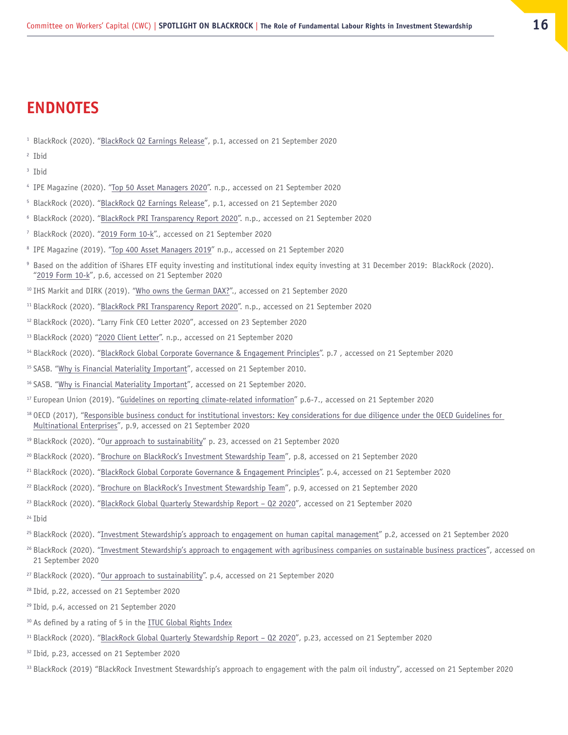# ENDNOTES

1 BlackRock (2020). "BlackRock Q2 Earnings Release", p.1, accessed on 21 September 2020

2 Ibid

3 Ibid

4 IPE Magazine (2020). "Top 50 Asset Managers 2020". n.p., accessed on 21 September 2020

5 BlackRock (2020). "BlackRock Q2 Earnings Release", p.1, accessed on 21 September 2020

6 BlackRock (2020). "BlackRock PRI Transparency Report 2020". n.p., accessed on 21 September 2020

7 BlackRock (2020). "2019 Form 10-k"., accessed on 21 September 2020

8 IPE Magazine (2019). "Top 400 Asset Managers 2019" n.p., accessed on 21 September 2020

9 Based on the addition of iShares ETF equity investing and institutional index equity investing at 31 December 2019: BlackRock (2020). "2019 Form 10-k", p.6, accessed on 21 September 2020

10 IHS Markit and DIRK (2019). "Who owns the German DAX?"., accessed on 21 September 2020

11 BlackRock (2020). "BlackRock PRI Transparency Report 2020". n.p., accessed on 21 September 2020

12 BlackRock (2020). "Larry Fink CEO Letter 2020", accessed on 23 September 2020

13 BlackRock (2020) "2020 Client Letter". n.p., accessed on 21 September 2020

14 BlackRock (2020). "BlackRock Global Corporate Governance & Engagement Principles". p.7 , accessed on 21 September 2020

15 SASB. "Why is Financial Materiality Important", accessed on 21 September 2010.

16 SASB. "Why is Financial Materiality Important", accessed on 21 September 2020.

17 European Union (2019). "Guidelines on reporting climate-related information" p.6-7., accessed on 21 September 2020

18 OECD (2017), "Responsible business conduct for institutional investors: Key considerations for due diligence under the OECD Guidelines for Multinational Enterprises", p.9, accessed on 21 September 2020

19 BlackRock (2020). "Our approach to sustainability" p. 23, accessed on 21 September 2020

20 BlackRock (2020). "Brochure on BlackRock's Investment Stewardship Team", p.8, accessed on 21 September 2020

21 BlackRock (2020). "BlackRock Global Corporate Governance & Engagement Principles". p.4, accessed on 21 September 2020

22 BlackRock (2020). "Brochure on BlackRock's Investment Stewardship Team", p.9, accessed on 21 September 2020

23 BlackRock (2020). "BlackRock Global Quarterly Stewardship Report – Q2 2020", accessed on 21 September 2020

24 Ibid

25 BlackRock (2020). "Investment Stewardship's approach to engagement on human capital management" p.2, accessed on 21 September 2020

26 BlackRock (2020). "Investment Stewardship's approach to engagement with agribusiness companies on sustainable business practices", accessed on 21 September 2020

27 BlackRock (2020). "Our approach to sustainability". p.4, accessed on 21 September 2020

28 Ibid, p.22, accessed on 21 September 2020

29 Ibid, p.4, accessed on 21 September 2020

30 As defined by a rating of 5 in the ITUC Global Rights Index

31 BlackRock (2020). "BlackRock Global Quarterly Stewardship Report – Q2 2020", p.23, accessed on 21 September 2020

32 Ibid, p.23, accessed on 21 September 2020

33 BlackRock (2019) "BlackRock Investment Stewardship's approach to engagement with the palm oil industry", accessed on 21 September 2020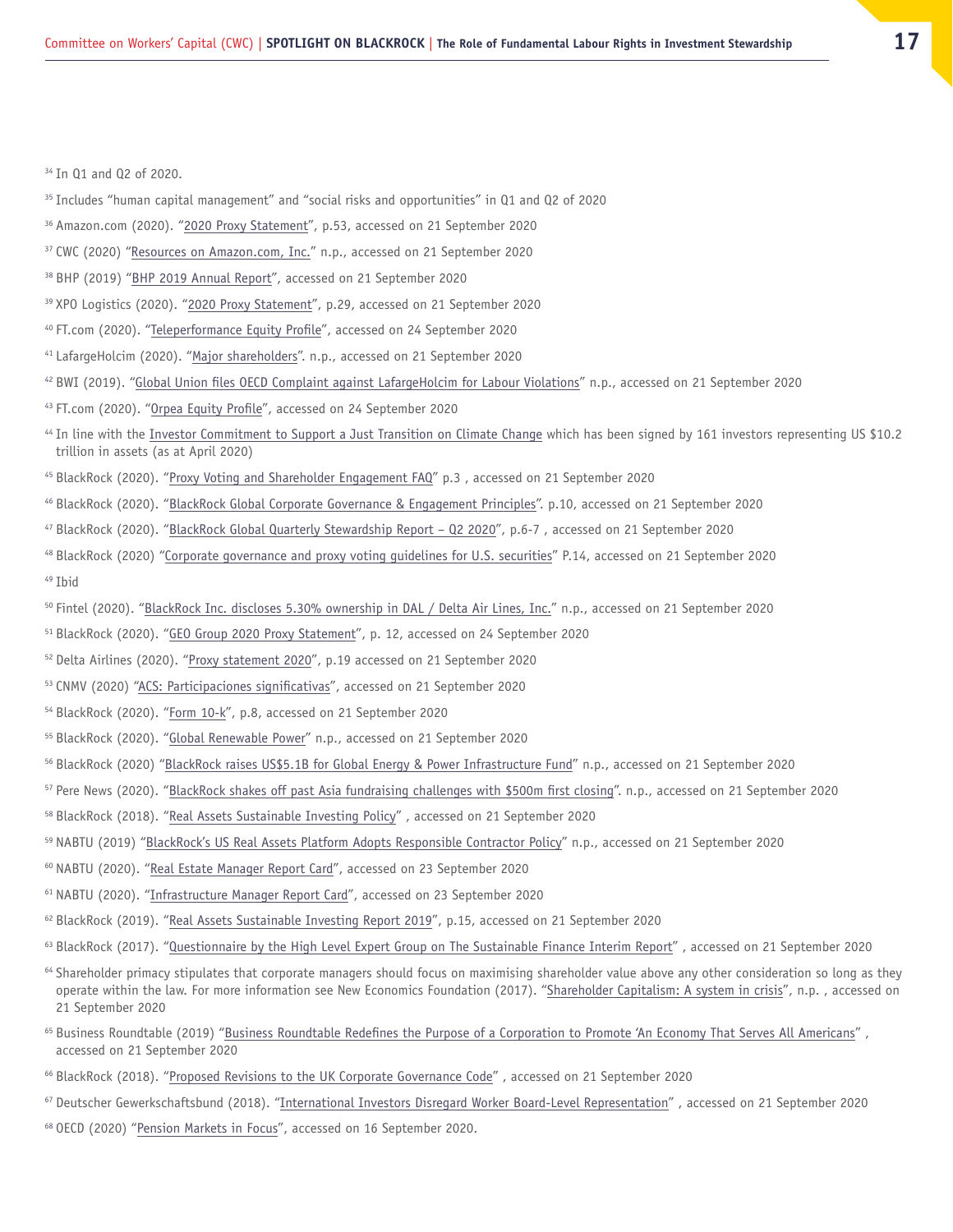[34] In Q1 and Q2 of 2020.

[35] Includes "human capital management" and "social risks and opportunities" in Q1 and Q2 of 2020

[36] Amazon.com (2020). "2020 Proxy Statement", p.53, accessed on 21 September 2020

[37] CWC (2020) "Resources on Amazon.com, Inc." n.p., accessed on 21 September 2020

[38] BHP (2019) "BHP 2019 Annual Report", accessed on 21 September 2020

[39] XPO Logistics (2020). "2020 Proxy Statement", p.29, accessed on 21 September 2020

[40] FT.com (2020). "Teleperformance Equity Profile", accessed on 24 September 2020

[41] LafargeHolcim (2020). "Major shareholders". n.p., accessed on 21 September 2020

[42] BWI (2019). "Global Union files OECD Complaint against LafargeHolcim for Labour Violations" n.p., accessed on 21 September 2020

[43] FT.com (2020). "Orpea Equity Profile", accessed on 24 September 2020

[44] In line with the Investor Commitment to Support a Just Transition on Climate Change which has been signed by 161 investors representing US $10.2 trillion in assets (as at April 2020)

[45] BlackRock (2020). "Proxy Voting and Shareholder Engagement FAQ" p.3 , accessed on 21 September 2020

[46] BlackRock (2020). "BlackRock Global Corporate Governance & Engagement Principles". p.10, accessed on 21 September 2020

[47] BlackRock (2020). "BlackRock Global Quarterly Stewardship Report – Q2 2020", p.6-7 , accessed on 21 September 2020

[48] BlackRock (2020) "Corporate governance and proxy voting guidelines for U.S. securities" P.14, accessed on 21 September 2020

[49] Ibid

[50] Fintel (2020). "BlackRock Inc. discloses 5.30% ownership in DAL / Delta Air Lines, Inc." n.p., accessed on 21 September 2020

[51] BlackRock (2020). "GEO Group 2020 Proxy Statement", p. 12, accessed on 24 September 2020

[52] Delta Airlines (2020). "Proxy statement 2020", p.19 accessed on 21 September 2020

[53] CNMV (2020) "ACS: Participaciones significativas", accessed on 21 September 2020

[54] BlackRock (2020). "Form 10-k", p.8, accessed on 21 September 2020

[55] BlackRock (2020). "Global Renewable Power" n.p., accessed on 21 September 2020

[56] BlackRock (2020) "BlackRock raises US$5.1B for Global Energy & Power Infrastructure Fund" n.p., accessed on 21 September 2020

[57] Pere News (2020). "BlackRock shakes off past Asia fundraising challenges with $500m first closing". n.p., accessed on 21 September 2020

[58] BlackRock (2018). "Real Assets Sustainable Investing Policy" , accessed on 21 September 2020

[59] NABTU (2019) "BlackRock's US Real Assets Platform Adopts Responsible Contractor Policy" n.p., accessed on 21 September 2020

[60] NABTU (2020). "Real Estate Manager Report Card", accessed on 23 September 2020

[61] NABTU (2020). "Infrastructure Manager Report Card", accessed on 23 September 2020

[62] BlackRock (2019). "Real Assets Sustainable Investing Report 2019", p.15, accessed on 21 September 2020

[63] BlackRock (2017). "Questionnaire by the High Level Expert Group on The Sustainable Finance Interim Report" , accessed on 21 September 2020

[64] Shareholder primacy stipulates that corporate managers should focus on maximising shareholder value above any other consideration so long as they operate within the law. For more information see New Economics Foundation (2017). "Shareholder Capitalism: A system in crisis", n.p. , accessed on 21 September 2020

[65] Business Roundtable (2019) "Business Roundtable Redefines the Purpose of a Corporation to Promote 'An Economy That Serves All Americans" , accessed on 21 September 2020

[66] BlackRock (2018). "Proposed Revisions to the UK Corporate Governance Code" , accessed on 21 September 2020

[67] Deutscher Gewerkschaftsbund (2018). "International Investors Disregard Worker Board-Level Representation" , accessed on 21 September 2020

[68] OECD (2020) "Pension Markets in Focus", accessed on 16 September 2020.